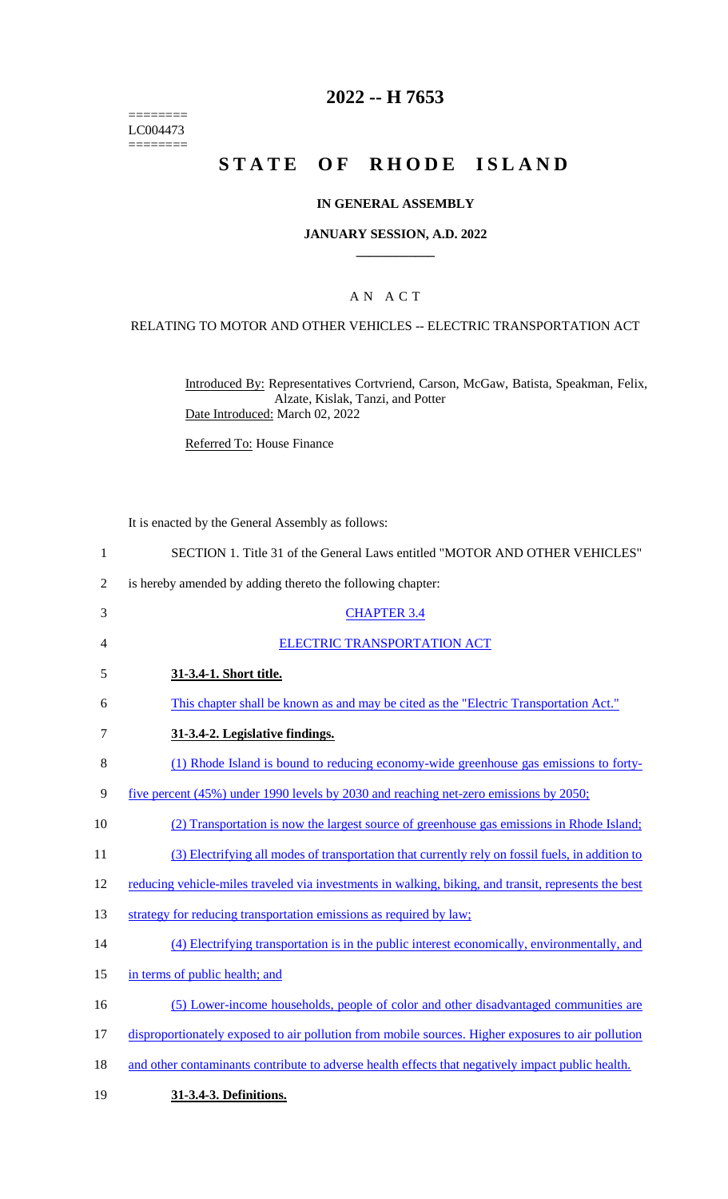========
LC004473
========

# 2022 -- H 7653

# STATE OF RHODE ISLAND

## IN GENERAL ASSEMBLY

### JANUARY SESSION, A.D. 2022

### A N A C T

RELATING TO MOTOR AND OTHER VEHICLES -- ELECTRIC TRANSPORTATION ACT

Introduced By: Representatives Cortvriend, Carson, McGaw, Batista, Speakman, Felix, Alzate, Kislak, Tanzi, and Potter

Date Introduced: March 02, 2022

Referred To: House Finance

It is enacted by the General Assembly as follows:

1 SECTION 1. Title 31 of the General Laws entitled "MOTOR AND OTHER VEHICLES"
2 is hereby amended by adding thereto the following chapter:

3 CHAPTER 3.4

4 ELECTRIC TRANSPORTATION ACT

5 **31-3.4-1. Short title.**

6 This chapter shall be known as and may be cited as the "Electric Transportation Act."

7 **31-3.4-2. Legislative findings.**

8 (1) Rhode Island is bound to reducing economy-wide greenhouse gas emissions to forty-
9 five percent (45%) under 1990 levels by 2030 and reaching net-zero emissions by 2050;

10 (2) Transportation is now the largest source of greenhouse gas emissions in Rhode Island;

11 (3) Electrifying all modes of transportation that currently rely on fossil fuels, in addition to
12 reducing vehicle-miles traveled via investments in walking, biking, and transit, represents the best
13 strategy for reducing transportation emissions as required by law;

14 (4) Electrifying transportation is in the public interest economically, environmentally, and
15 in terms of public health; and

16 (5) Lower-income households, people of color and other disadvantaged communities are
17 disproportionately exposed to air pollution from mobile sources. Higher exposures to air pollution
18 and other contaminants contribute to adverse health effects that negatively impact public health.

19 **31-3.4-3. Definitions.**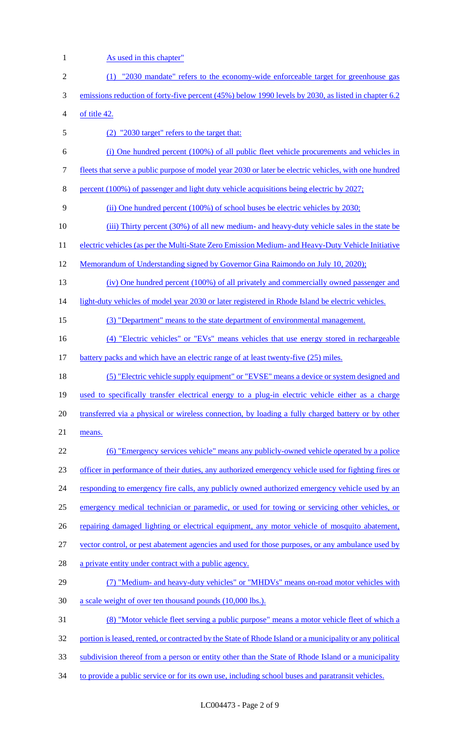As used in this chapter"

(1) "2030 mandate" refers to the economy-wide enforceable target for greenhouse gas emissions reduction of forty-five percent (45%) below 1990 levels by 2030, as listed in chapter 6.2 of title 42.

(2) "2030 target" refers to the target that:

(i) One hundred percent (100%) of all public fleet vehicle procurements and vehicles in fleets that serve a public purpose of model year 2030 or later be electric vehicles, with one hundred percent (100%) of passenger and light duty vehicle acquisitions being electric by 2027;

(ii) One hundred percent (100%) of school buses be electric vehicles by 2030;

(iii) Thirty percent (30%) of all new medium- and heavy-duty vehicle sales in the state be electric vehicles (as per the Multi-State Zero Emission Medium- and Heavy-Duty Vehicle Initiative Memorandum of Understanding signed by Governor Gina Raimondo on July 10, 2020);

(iv) One hundred percent (100%) of all privately and commercially owned passenger and light-duty vehicles of model year 2030 or later registered in Rhode Island be electric vehicles.

(3) "Department" means to the state department of environmental management.

(4) "Electric vehicles" or "EVs" means vehicles that use energy stored in rechargeable battery packs and which have an electric range of at least twenty-five (25) miles.

(5) "Electric vehicle supply equipment" or "EVSE" means a device or system designed and used to specifically transfer electrical energy to a plug-in electric vehicle either as a charge transferred via a physical or wireless connection, by loading a fully charged battery or by other means.

(6) "Emergency services vehicle" means any publicly-owned vehicle operated by a police officer in performance of their duties, any authorized emergency vehicle used for fighting fires or responding to emergency fire calls, any publicly owned authorized emergency vehicle used by an emergency medical technician or paramedic, or used for towing or servicing other vehicles, or repairing damaged lighting or electrical equipment, any motor vehicle of mosquito abatement, vector control, or pest abatement agencies and used for those purposes, or any ambulance used by a private entity under contract with a public agency.

(7) "Medium- and heavy-duty vehicles" or "MHDVs" means on-road motor vehicles with a scale weight of over ten thousand pounds (10,000 lbs.).

(8) "Motor vehicle fleet serving a public purpose" means a motor vehicle fleet of which a portion is leased, rented, or contracted by the State of Rhode Island or a municipality or any political subdivision thereof from a person or entity other than the State of Rhode Island or a municipality to provide a public service or for its own use, including school buses and paratransit vehicles.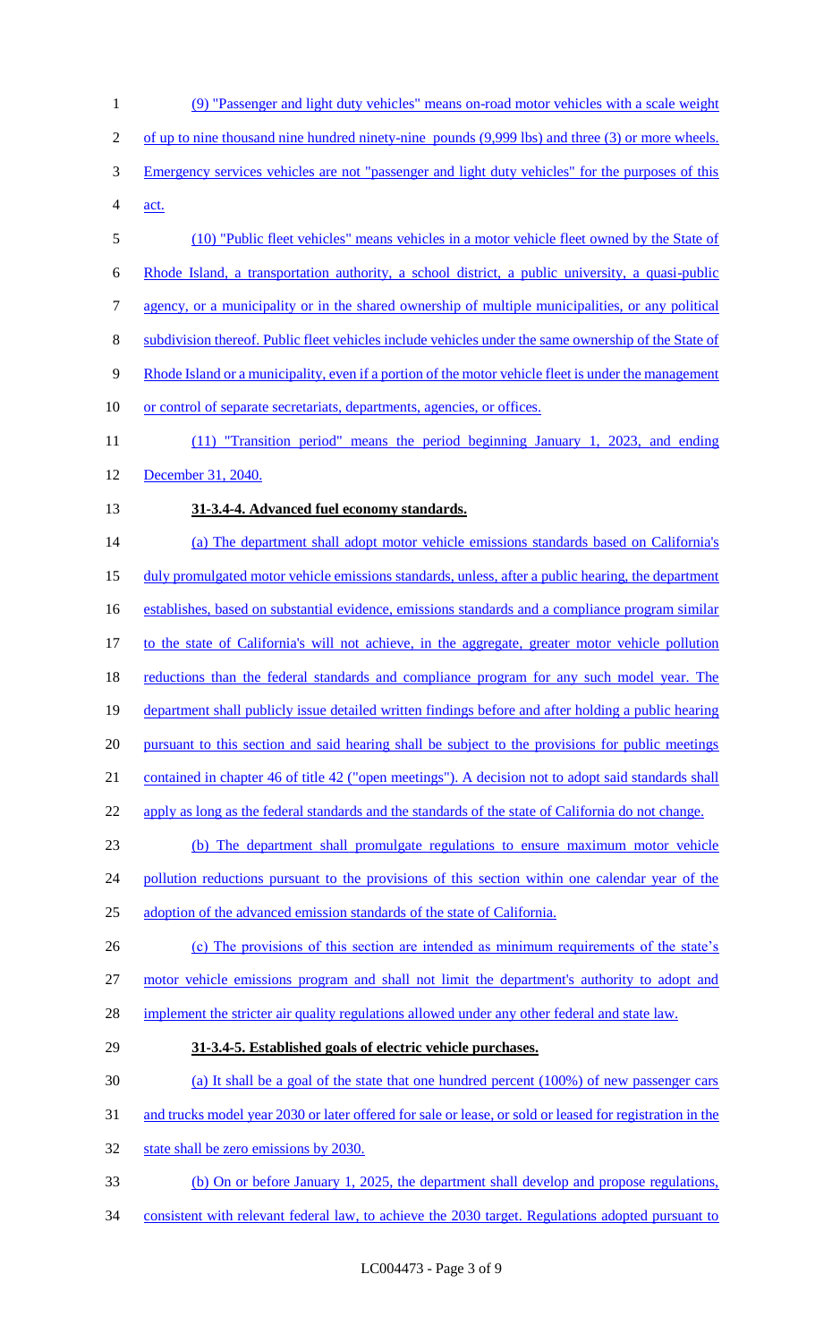(9) "Passenger and light duty vehicles" means on-road motor vehicles with a scale weight of up to nine thousand nine hundred ninety-nine pounds (9,999 lbs) and three (3) or more wheels. Emergency services vehicles are not "passenger and light duty vehicles" for the purposes of this act.

(10) "Public fleet vehicles" means vehicles in a motor vehicle fleet owned by the State of Rhode Island, a transportation authority, a school district, a public university, a quasi-public agency, or a municipality or in the shared ownership of multiple municipalities, or any political subdivision thereof. Public fleet vehicles include vehicles under the same ownership of the State of Rhode Island or a municipality, even if a portion of the motor vehicle fleet is under the management or control of separate secretariats, departments, agencies, or offices.

(11) "Transition period" means the period beginning January 1, 2023, and ending December 31, 2040.

**31-3.4-4. Advanced fuel economy standards.**

(a) The department shall adopt motor vehicle emissions standards based on California's duly promulgated motor vehicle emissions standards, unless, after a public hearing, the department establishes, based on substantial evidence, emissions standards and a compliance program similar to the state of California's will not achieve, in the aggregate, greater motor vehicle pollution reductions than the federal standards and compliance program for any such model year. The department shall publicly issue detailed written findings before and after holding a public hearing pursuant to this section and said hearing shall be subject to the provisions for public meetings contained in chapter 46 of title 42 ("open meetings"). A decision not to adopt said standards shall apply as long as the federal standards and the standards of the state of California do not change.

(b) The department shall promulgate regulations to ensure maximum motor vehicle pollution reductions pursuant to the provisions of this section within one calendar year of the adoption of the advanced emission standards of the state of California.

(c) The provisions of this section are intended as minimum requirements of the state's motor vehicle emissions program and shall not limit the department's authority to adopt and implement the stricter air quality regulations allowed under any other federal and state law.

**31-3.4-5. Established goals of electric vehicle purchases.**

(a) It shall be a goal of the state that one hundred percent (100%) of new passenger cars and trucks model year 2030 or later offered for sale or lease, or sold or leased for registration in the state shall be zero emissions by 2030.

(b) On or before January 1, 2025, the department shall develop and propose regulations, consistent with relevant federal law, to achieve the 2030 target. Regulations adopted pursuant to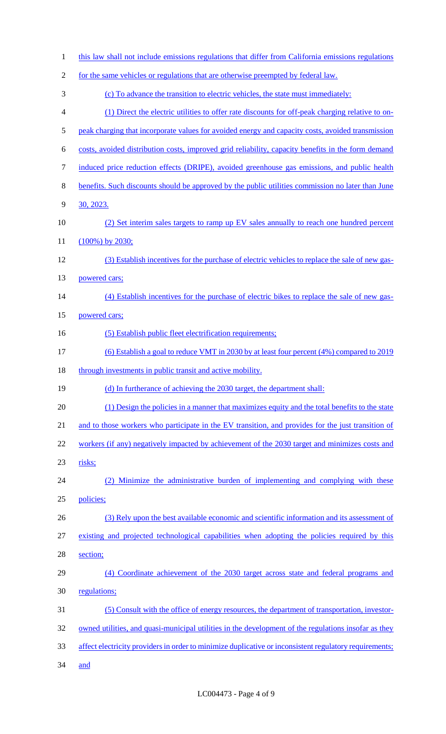this law shall not include emissions regulations that differ from California emissions regulations for the same vehicles or regulations that are otherwise preempted by federal law.

(c) To advance the transition to electric vehicles, the state must immediately:

(1) Direct the electric utilities to offer rate discounts for off-peak charging relative to on-peak charging that incorporate values for avoided energy and capacity costs, avoided transmission costs, avoided distribution costs, improved grid reliability, capacity benefits in the form demand induced price reduction effects (DRIPE), avoided greenhouse gas emissions, and public health benefits. Such discounts should be approved by the public utilities commission no later than June 30, 2023.

(2) Set interim sales targets to ramp up EV sales annually to reach one hundred percent (100%) by 2030;

(3) Establish incentives for the purchase of electric vehicles to replace the sale of new gas-powered cars;

(4) Establish incentives for the purchase of electric bikes to replace the sale of new gas-powered cars;

(5) Establish public fleet electrification requirements;

(6) Establish a goal to reduce VMT in 2030 by at least four percent (4%) compared to 2019 through investments in public transit and active mobility.

(d) In furtherance of achieving the 2030 target, the department shall:

(1) Design the policies in a manner that maximizes equity and the total benefits to the state and to those workers who participate in the EV transition, and provides for the just transition of workers (if any) negatively impacted by achievement of the 2030 target and minimizes costs and risks;

(2) Minimize the administrative burden of implementing and complying with these policies;

(3) Rely upon the best available economic and scientific information and its assessment of existing and projected technological capabilities when adopting the policies required by this section;

(4) Coordinate achievement of the 2030 target across state and federal programs and regulations;

(5) Consult with the office of energy resources, the department of transportation, investor-owned utilities, and quasi-municipal utilities in the development of the regulations insofar as they affect electricity providers in order to minimize duplicative or inconsistent regulatory requirements; and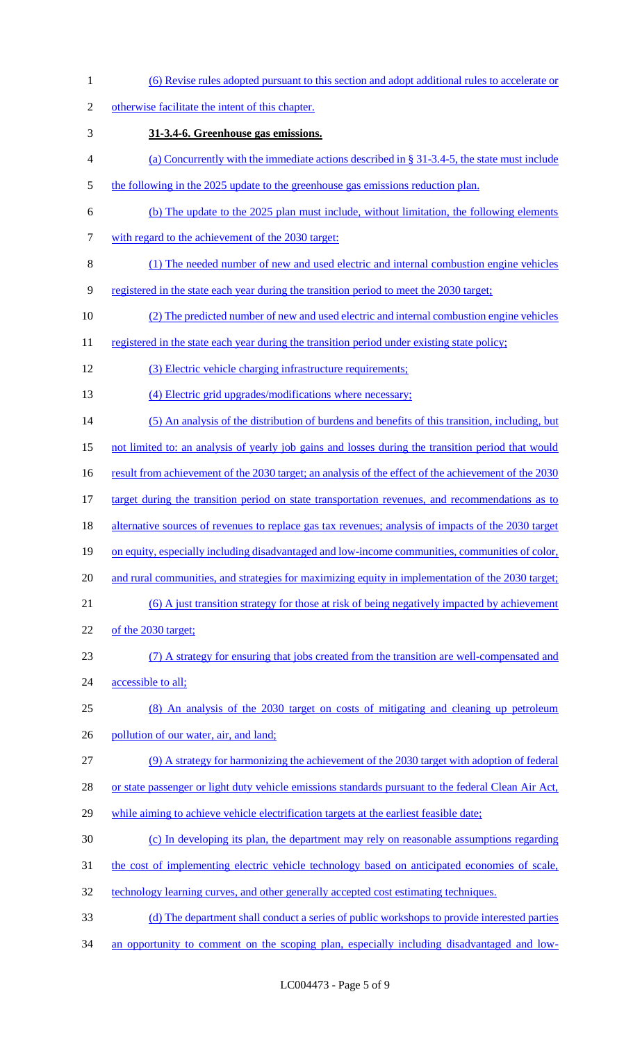(6) Revise rules adopted pursuant to this section and adopt additional rules to accelerate or otherwise facilitate the intent of this chapter.

**31-3.4-6. Greenhouse gas emissions.**

(a) Concurrently with the immediate actions described in § 31-3.4-5, the state must include the following in the 2025 update to the greenhouse gas emissions reduction plan.

(b) The update to the 2025 plan must include, without limitation, the following elements with regard to the achievement of the 2030 target:

(1) The needed number of new and used electric and internal combustion engine vehicles registered in the state each year during the transition period to meet the 2030 target;

(2) The predicted number of new and used electric and internal combustion engine vehicles registered in the state each year during the transition period under existing state policy;

(3) Electric vehicle charging infrastructure requirements;

(4) Electric grid upgrades/modifications where necessary;

(5) An analysis of the distribution of burdens and benefits of this transition, including, but not limited to: an analysis of yearly job gains and losses during the transition period that would result from achievement of the 2030 target; an analysis of the effect of the achievement of the 2030 target during the transition period on state transportation revenues, and recommendations as to alternative sources of revenues to replace gas tax revenues; analysis of impacts of the 2030 target on equity, especially including disadvantaged and low-income communities, communities of color, and rural communities, and strategies for maximizing equity in implementation of the 2030 target;

(6) A just transition strategy for those at risk of being negatively impacted by achievement of the 2030 target;

(7) A strategy for ensuring that jobs created from the transition are well-compensated and accessible to all;

(8) An analysis of the 2030 target on costs of mitigating and cleaning up petroleum pollution of our water, air, and land;

(9) A strategy for harmonizing the achievement of the 2030 target with adoption of federal or state passenger or light duty vehicle emissions standards pursuant to the federal Clean Air Act, while aiming to achieve vehicle electrification targets at the earliest feasible date;

(c) In developing its plan, the department may rely on reasonable assumptions regarding the cost of implementing electric vehicle technology based on anticipated economies of scale, technology learning curves, and other generally accepted cost estimating techniques.

(d) The department shall conduct a series of public workshops to provide interested parties an opportunity to comment on the scoping plan, especially including disadvantaged and low-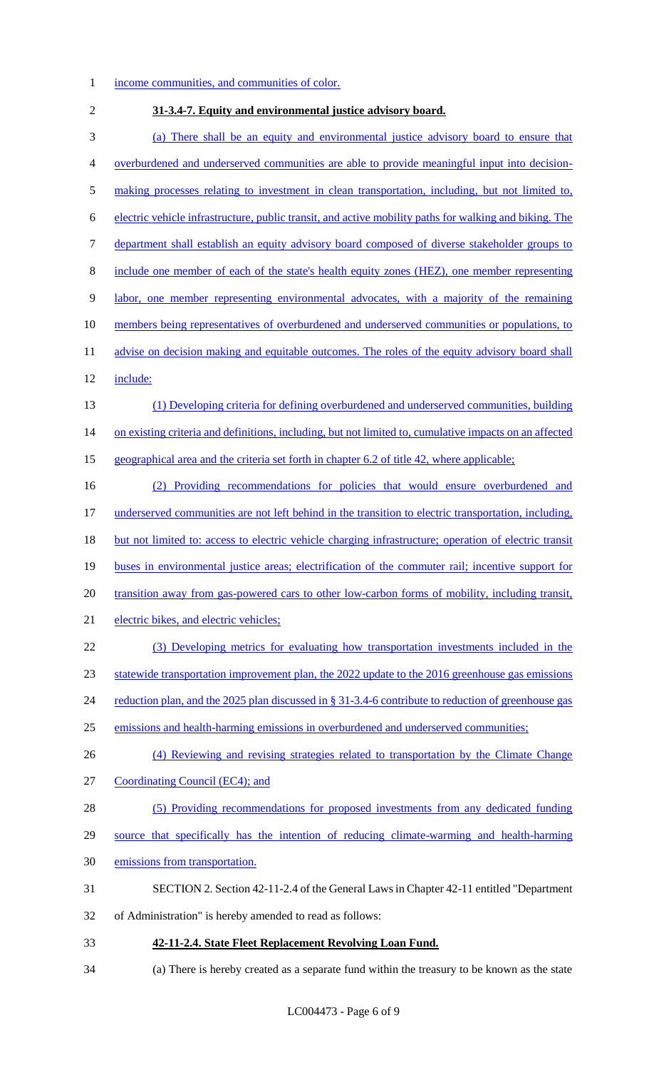income communities, and communities of color.

**31-3.4-7. Equity and environmental justice advisory board.**

(a) There shall be an equity and environmental justice advisory board to ensure that overburdened and underserved communities are able to provide meaningful input into decision-making processes relating to investment in clean transportation, including, but not limited to, electric vehicle infrastructure, public transit, and active mobility paths for walking and biking. The department shall establish an equity advisory board composed of diverse stakeholder groups to include one member of each of the state's health equity zones (HEZ), one member representing labor, one member representing environmental advocates, with a majority of the remaining members being representatives of overburdened and underserved communities or populations, to advise on decision making and equitable outcomes. The roles of the equity advisory board shall include:

(1) Developing criteria for defining overburdened and underserved communities, building on existing criteria and definitions, including, but not limited to, cumulative impacts on an affected geographical area and the criteria set forth in chapter 6.2 of title 42, where applicable;

(2) Providing recommendations for policies that would ensure overburdened and underserved communities are not left behind in the transition to electric transportation, including, but not limited to: access to electric vehicle charging infrastructure; operation of electric transit buses in environmental justice areas; electrification of the commuter rail; incentive support for transition away from gas-powered cars to other low-carbon forms of mobility, including transit, electric bikes, and electric vehicles;

(3) Developing metrics for evaluating how transportation investments included in the statewide transportation improvement plan, the 2022 update to the 2016 greenhouse gas emissions reduction plan, and the 2025 plan discussed in § 31-3.4-6 contribute to reduction of greenhouse gas emissions and health-harming emissions in overburdened and underserved communities;

(4) Reviewing and revising strategies related to transportation by the Climate Change Coordinating Council (EC4); and

(5) Providing recommendations for proposed investments from any dedicated funding source that specifically has the intention of reducing climate-warming and health-harming emissions from transportation.

SECTION 2. Section 42-11-2.4 of the General Laws in Chapter 42-11 entitled "Department of Administration" is hereby amended to read as follows:

**42-11-2.4. State Fleet Replacement Revolving Loan Fund.**

(a) There is hereby created as a separate fund within the treasury to be known as the state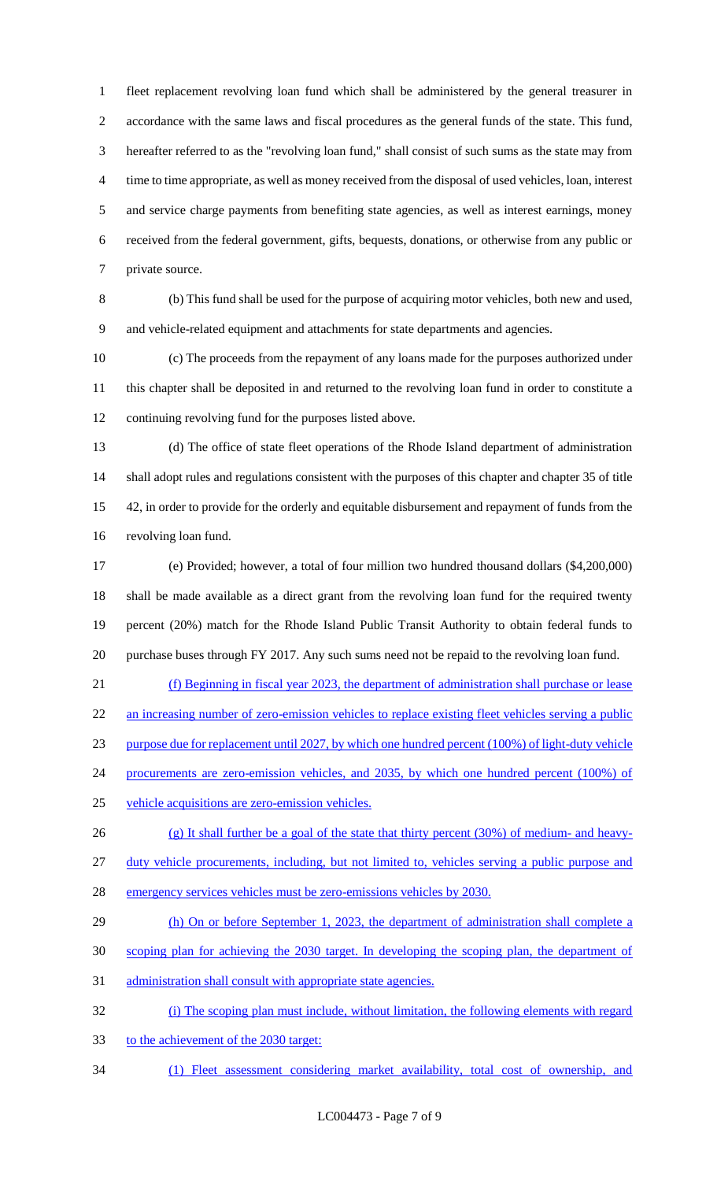fleet replacement revolving loan fund which shall be administered by the general treasurer in accordance with the same laws and fiscal procedures as the general funds of the state. This fund, hereafter referred to as the "revolving loan fund," shall consist of such sums as the state may from time to time appropriate, as well as money received from the disposal of used vehicles, loan, interest and service charge payments from benefiting state agencies, as well as interest earnings, money received from the federal government, gifts, bequests, donations, or otherwise from any public or private source.

(b) This fund shall be used for the purpose of acquiring motor vehicles, both new and used, and vehicle-related equipment and attachments for state departments and agencies.

(c) The proceeds from the repayment of any loans made for the purposes authorized under this chapter shall be deposited in and returned to the revolving loan fund in order to constitute a continuing revolving fund for the purposes listed above.

(d) The office of state fleet operations of the Rhode Island department of administration shall adopt rules and regulations consistent with the purposes of this chapter and chapter 35 of title 42, in order to provide for the orderly and equitable disbursement and repayment of funds from the revolving loan fund.

(e) Provided; however, a total of four million two hundred thousand dollars ($4,200,000) shall be made available as a direct grant from the revolving loan fund for the required twenty percent (20%) match for the Rhode Island Public Transit Authority to obtain federal funds to purchase buses through FY 2017. Any such sums need not be repaid to the revolving loan fund.

(f) Beginning in fiscal year 2023, the department of administration shall purchase or lease an increasing number of zero-emission vehicles to replace existing fleet vehicles serving a public purpose due for replacement until 2027, by which one hundred percent (100%) of light-duty vehicle procurements are zero-emission vehicles, and 2035, by which one hundred percent (100%) of vehicle acquisitions are zero-emission vehicles.

(g) It shall further be a goal of the state that thirty percent (30%) of medium- and heavy-duty vehicle procurements, including, but not limited to, vehicles serving a public purpose and emergency services vehicles must be zero-emissions vehicles by 2030.

(h) On or before September 1, 2023, the department of administration shall complete a scoping plan for achieving the 2030 target. In developing the scoping plan, the department of administration shall consult with appropriate state agencies.

(i) The scoping plan must include, without limitation, the following elements with regard to the achievement of the 2030 target:

(1) Fleet assessment considering market availability, total cost of ownership, and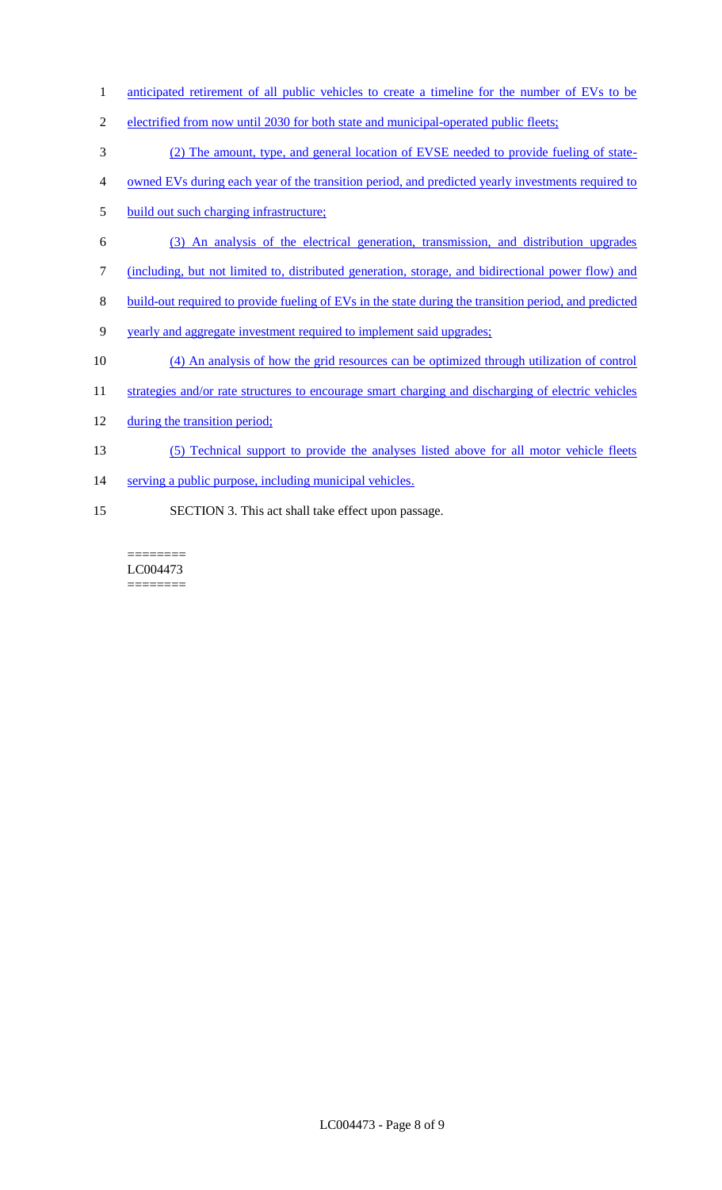anticipated retirement of all public vehicles to create a timeline for the number of EVs to be electrified from now until 2030 for both state and municipal-operated public fleets;

(2) The amount, type, and general location of EVSE needed to provide fueling of state-owned EVs during each year of the transition period, and predicted yearly investments required to build out such charging infrastructure;

(3) An analysis of the electrical generation, transmission, and distribution upgrades (including, but not limited to, distributed generation, storage, and bidirectional power flow) and build-out required to provide fueling of EVs in the state during the transition period, and predicted yearly and aggregate investment required to implement said upgrades;

(4) An analysis of how the grid resources can be optimized through utilization of control strategies and/or rate structures to encourage smart charging and discharging of electric vehicles during the transition period;

(5) Technical support to provide the analyses listed above for all motor vehicle fleets serving a public purpose, including municipal vehicles.

SECTION 3. This act shall take effect upon passage.

========
LC004473
========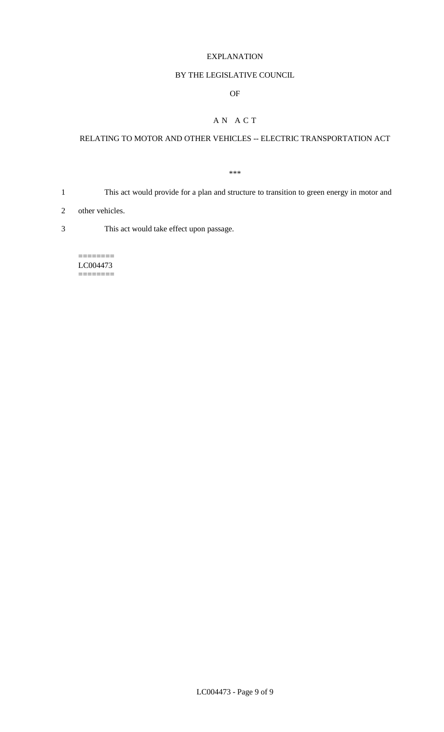EXPLANATION

BY THE LEGISLATIVE COUNCIL

OF

A N A C T

RELATING TO MOTOR AND OTHER VEHICLES -- ELECTRIC TRANSPORTATION ACT

\*\*\*

This act would provide for a plan and structure to transition to green energy in motor and other vehicles.

This act would take effect upon passage.

========
LC004473
========